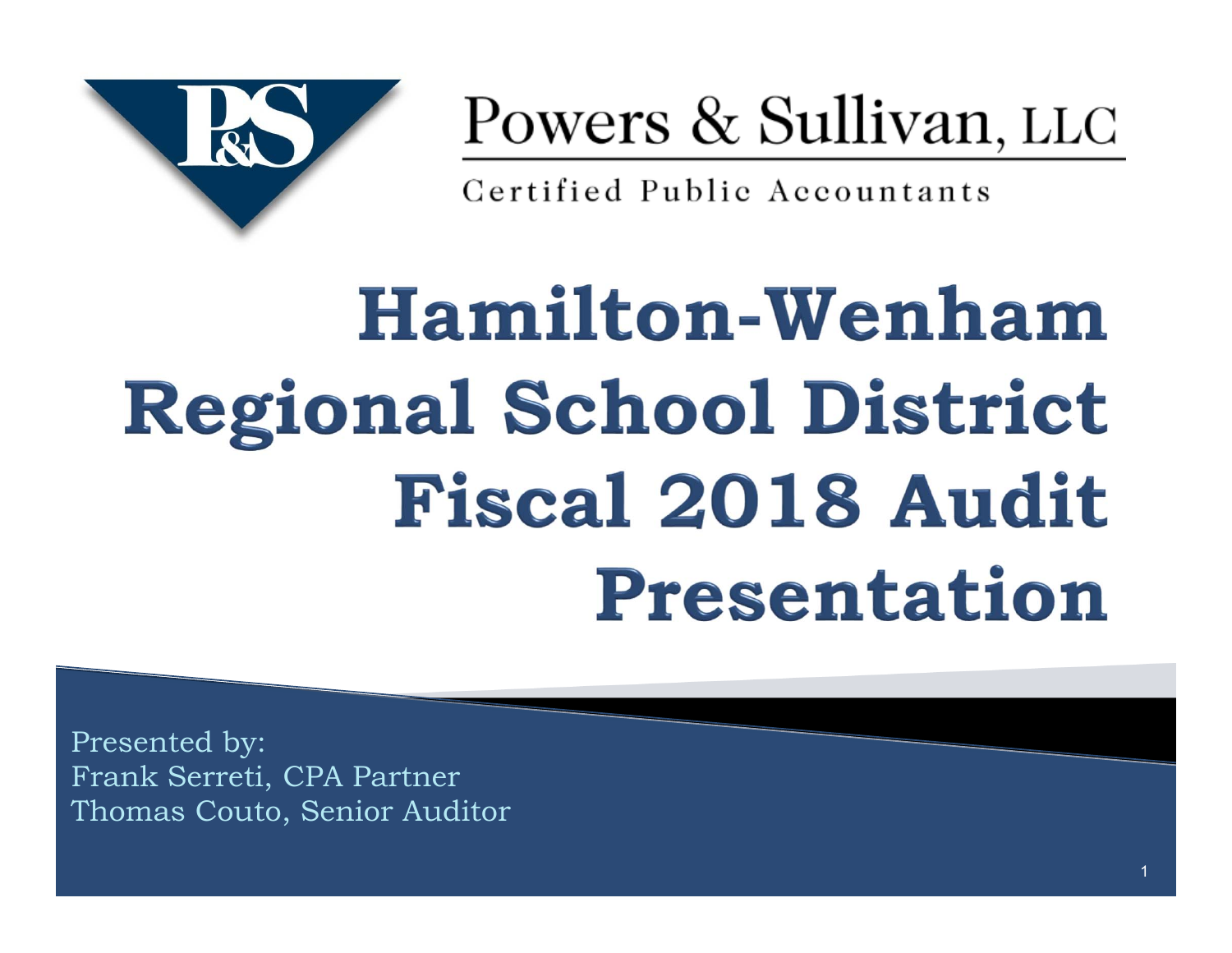Powers & Sullivan, LLC

Certified Public Accountants

# Hamilton-Wenham Regional School District Fiscal 2018 Audit Presentation

Presented by:
Frank Serreti, CPA Partner
Thomas Couto, Senior Auditor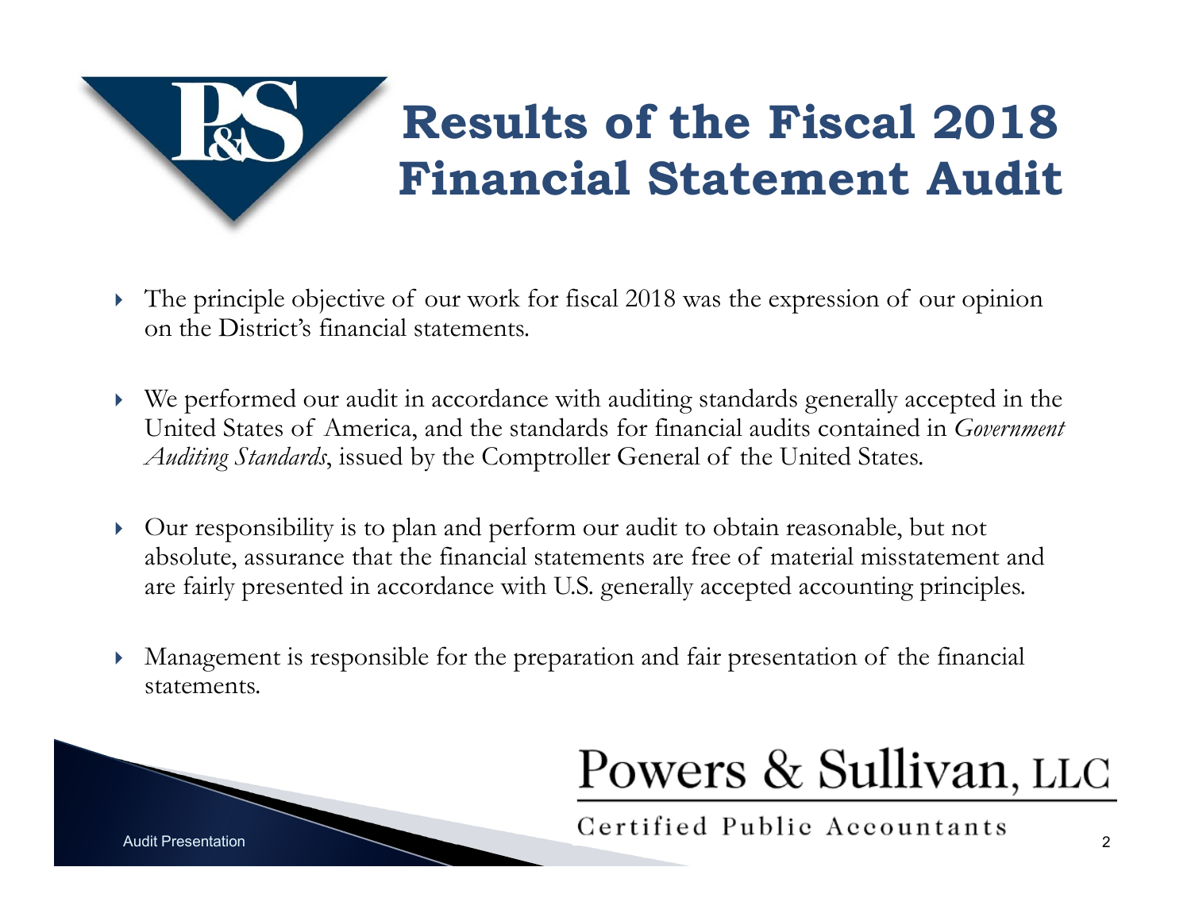# Results of the Fiscal 2018 Financial Statement Audit

- The principle objective of our work for fiscal 2018 was the expression of our opinion on the District's financial statements.
- We performed our audit in accordance with auditing standards generally accepted in the United States of America, and the standards for financial audits contained in *Government Auditing Standards*, issued by the Comptroller General of the United States.
- Our responsibility is to plan and perform our audit to obtain reasonable, but not absolute, assurance that the financial statements are free of material misstatement and are fairly presented in accordance with U.S. generally accepted accounting principles.
- Management is responsible for the preparation and fair presentation of the financial statements.

Powers & Sullivan, LLC

Certified Public Accountants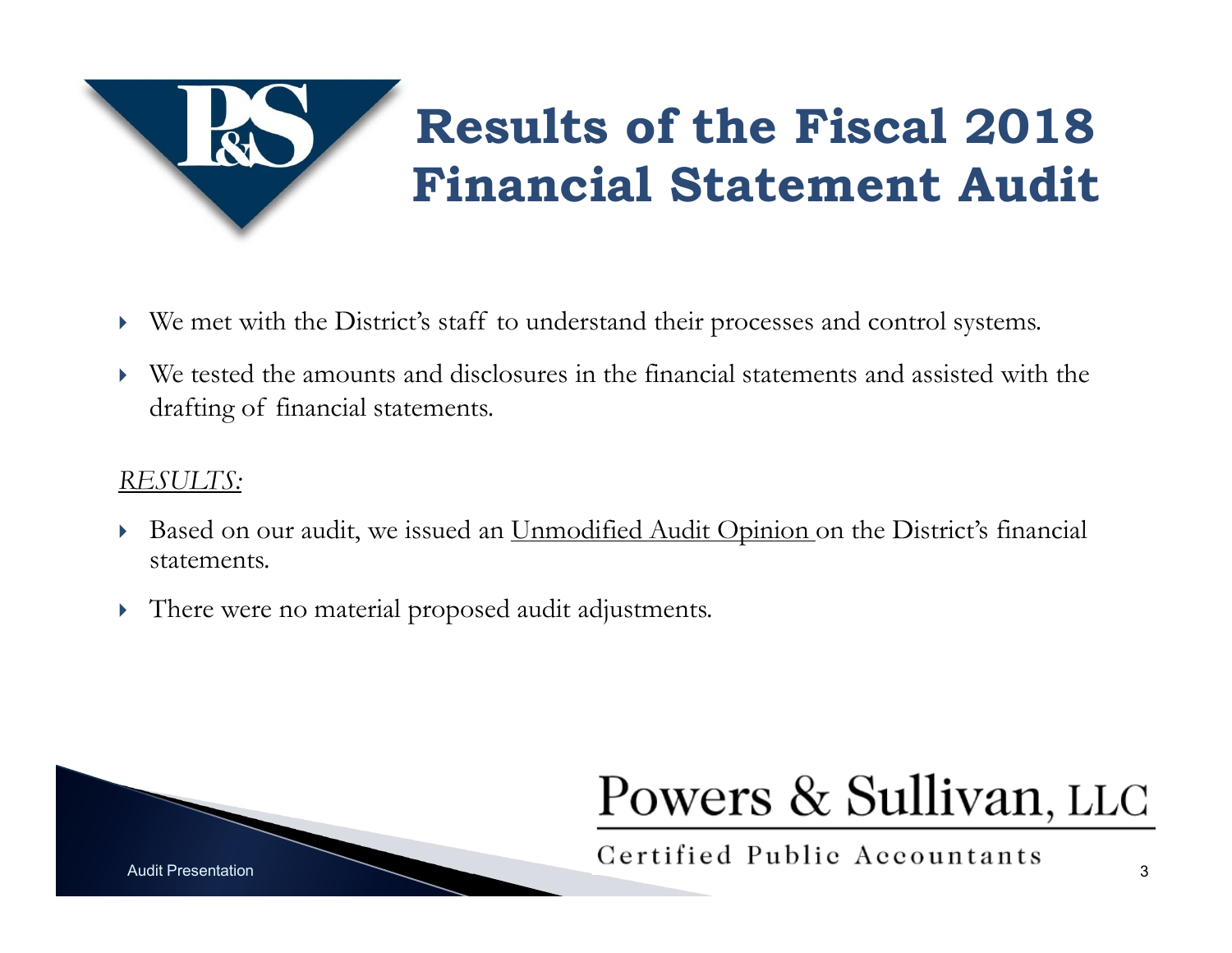# Results of the Fiscal 2018 Financial Statement Audit

- We met with the District's staff to understand their processes and control systems.
- We tested the amounts and disclosures in the financial statements and assisted with the drafting of financial statements.

*RESULTS:*

- Based on our audit, we issued an Unmodified Audit Opinion on the District's financial statements.
- There were no material proposed audit adjustments.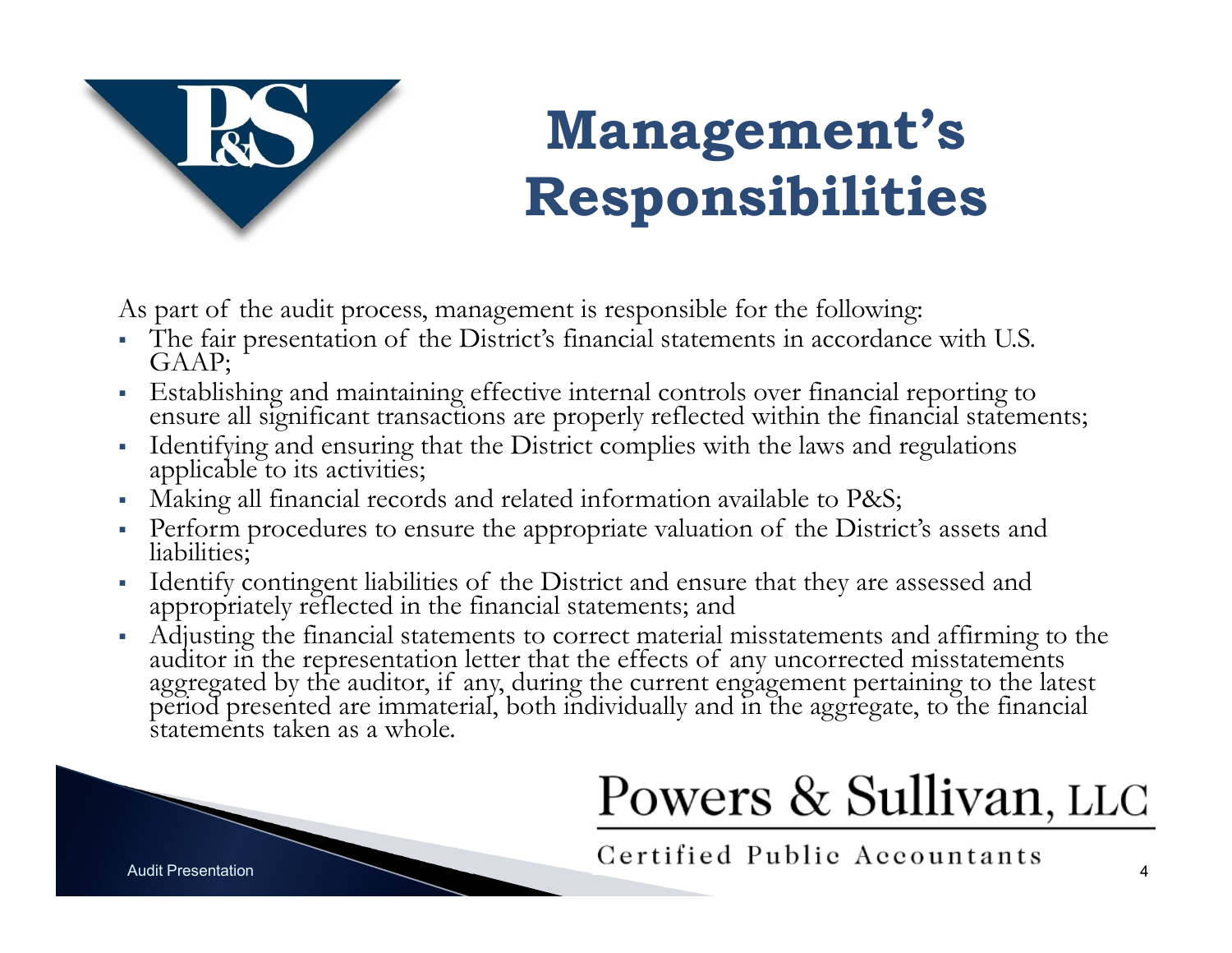# Management's Responsibilities

As part of the audit process, management is responsible for the following:

- The fair presentation of the District's financial statements in accordance with U.S. GAAP;
- Establishing and maintaining effective internal controls over financial reporting to ensure all significant transactions are properly reflected within the financial statements;
- Identifying and ensuring that the District complies with the laws and regulations applicable to its activities;
- Making all financial records and related information available to P&S;
- Perform procedures to ensure the appropriate valuation of the District's assets and liabilities;
- Identify contingent liabilities of the District and ensure that they are assessed and appropriately reflected in the financial statements; and
- Adjusting the financial statements to correct material misstatements and affirming to the auditor in the representation letter that the effects of any uncorrected misstatements aggregated by the auditor, if any, during the current engagement pertaining to the latest period presented are immaterial, both individually and in the aggregate, to the financial statements taken as a whole.

Powers & Sullivan, LLC

Certified Public Accountants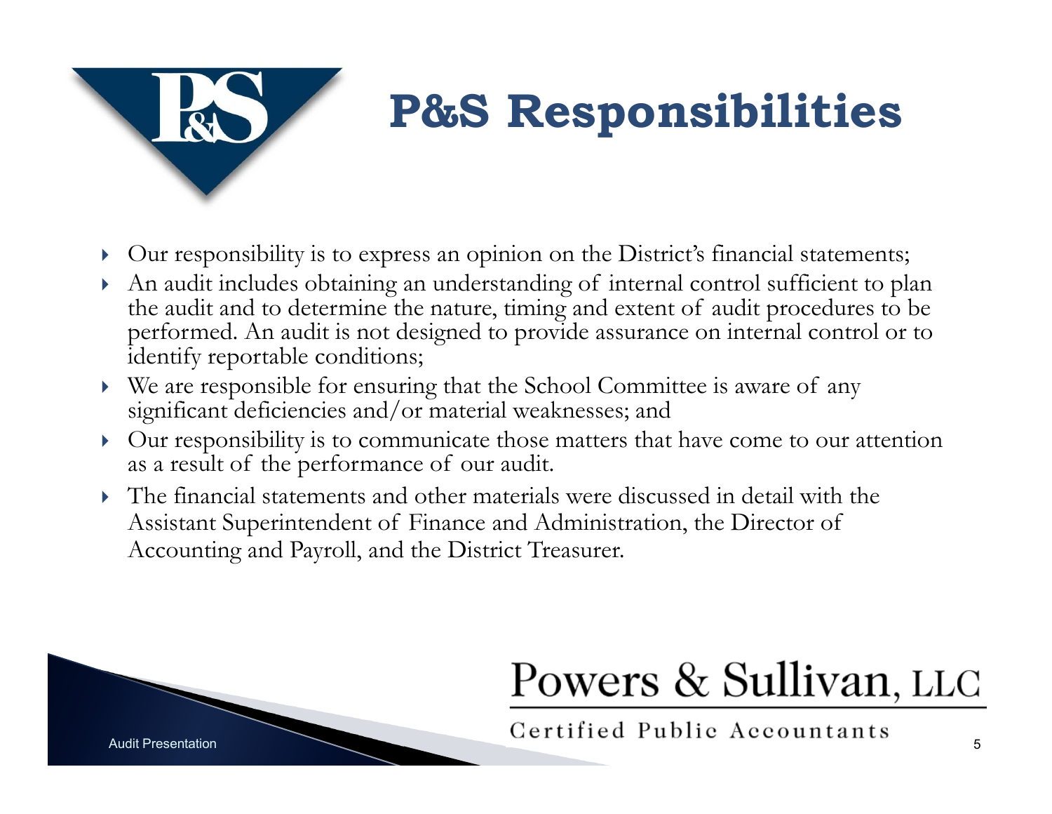# P&S Responsibilities

- Our responsibility is to express an opinion on the District's financial statements;
- An audit includes obtaining an understanding of internal control sufficient to plan the audit and to determine the nature, timing and extent of audit procedures to be performed. An audit is not designed to provide assurance on internal control or to identify reportable conditions;
- We are responsible for ensuring that the School Committee is aware of any significant deficiencies and/or material weaknesses; and
- Our responsibility is to communicate those matters that have come to our attention as a result of the performance of our audit.
- The financial statements and other materials were discussed in detail with the Assistant Superintendent of Finance and Administration, the Director of Accounting and Payroll, and the District Treasurer.

Powers & Sullivan, LLC

Certified Public Accountants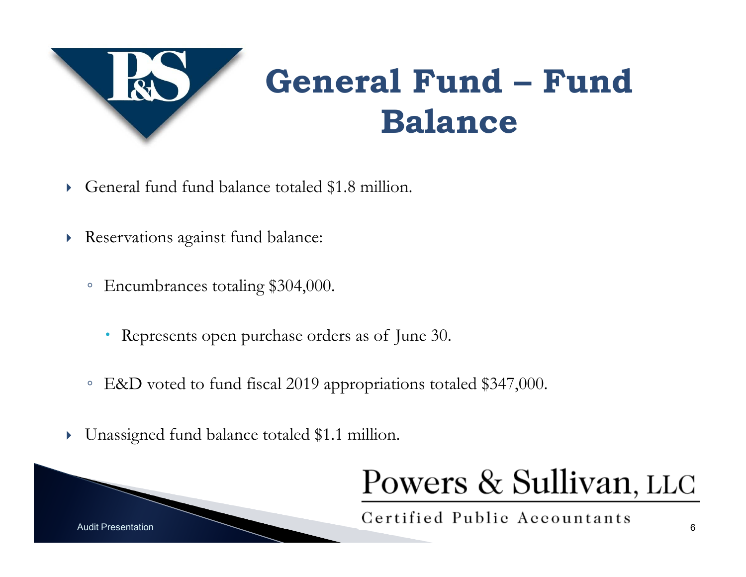# General Fund – Fund Balance

- General fund fund balance totaled $1.8 million.
- Reservations against fund balance:
  - Encumbrances totaling $304,000.
    - Represents open purchase orders as of June 30.
  - E&D voted to fund fiscal 2019 appropriations totaled $347,000.
- Unassigned fund balance totaled $1.1 million.

Powers & Sullivan, LLC

Certified Public Accountants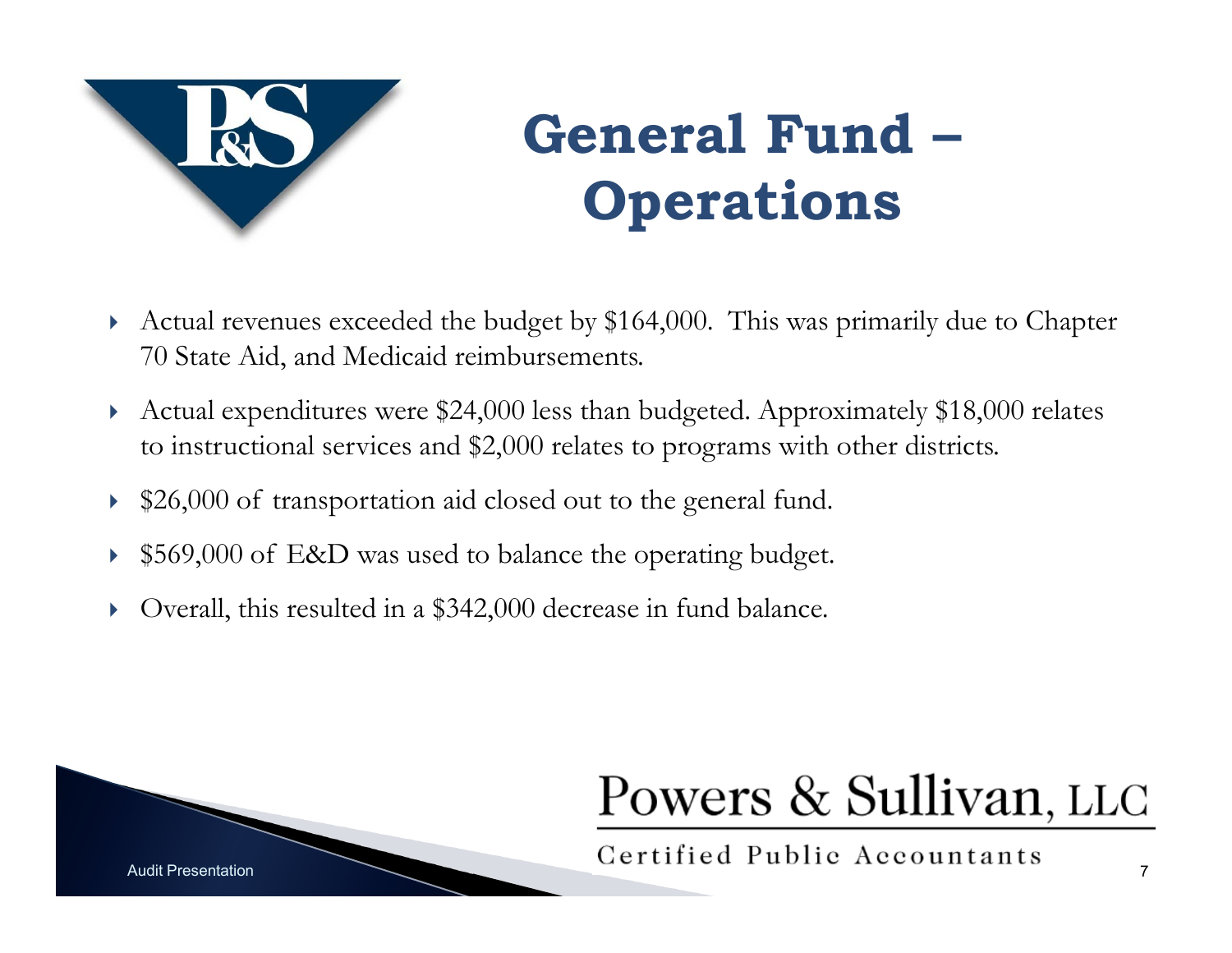# General Fund – Operations

- Actual revenues exceeded the budget by $164,000. This was primarily due to Chapter 70 State Aid, and Medicaid reimbursements.
- Actual expenditures were $24,000 less than budgeted. Approximately $18,000 relates to instructional services and $2,000 relates to programs with other districts.
- $26,000 of transportation aid closed out to the general fund.
- $569,000 of E&D was used to balance the operating budget.
- Overall, this resulted in a $342,000 decrease in fund balance.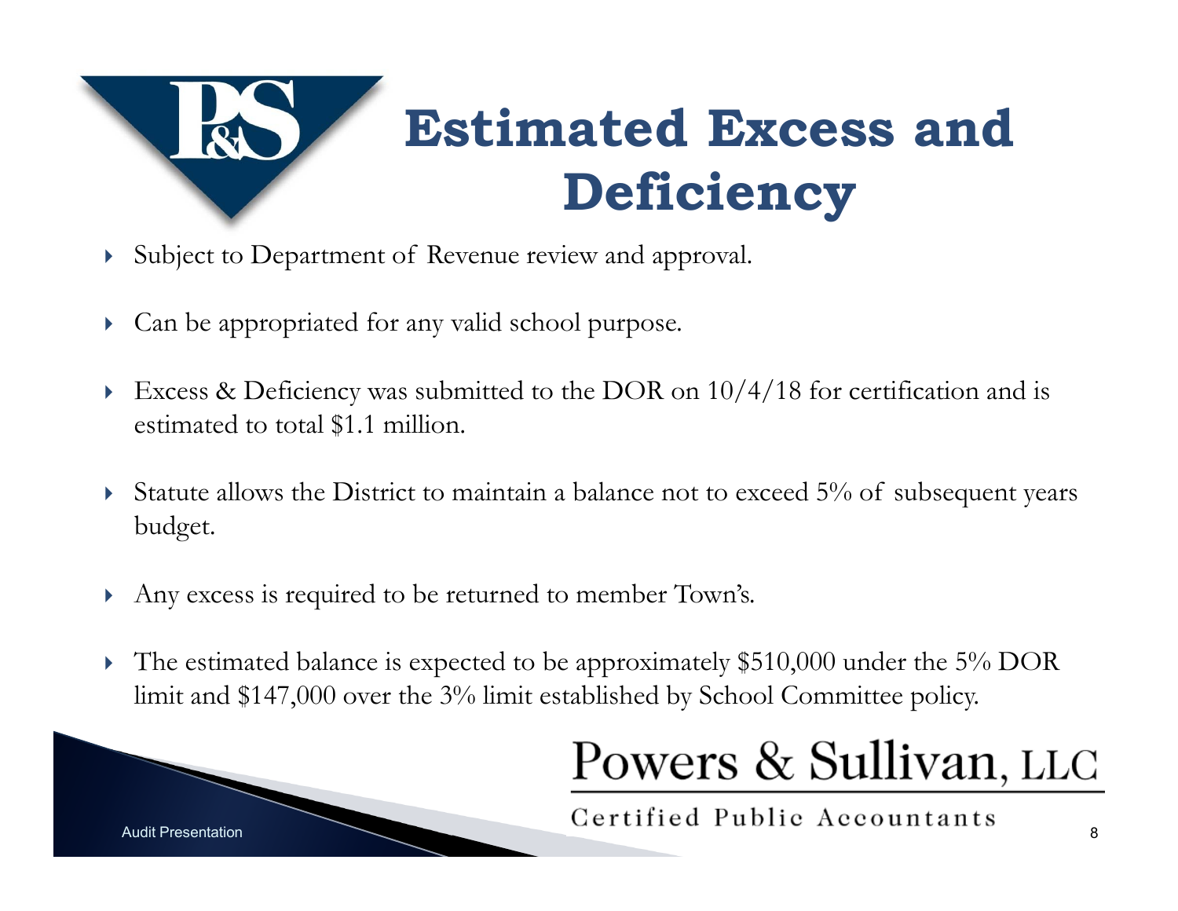# Estimated Excess and Deficiency

- Subject to Department of Revenue review and approval.
- Can be appropriated for any valid school purpose.
- Excess & Deficiency was submitted to the DOR on 10/4/18 for certification and is estimated to total $1.1 million.
- Statute allows the District to maintain a balance not to exceed 5% of subsequent years budget.
- Any excess is required to be returned to member Town's.
- The estimated balance is expected to be approximately $510,000 under the 5% DOR limit and $147,000 over the 3% limit established by School Committee policy.

Powers & Sullivan, LLC

Certified Public Accountants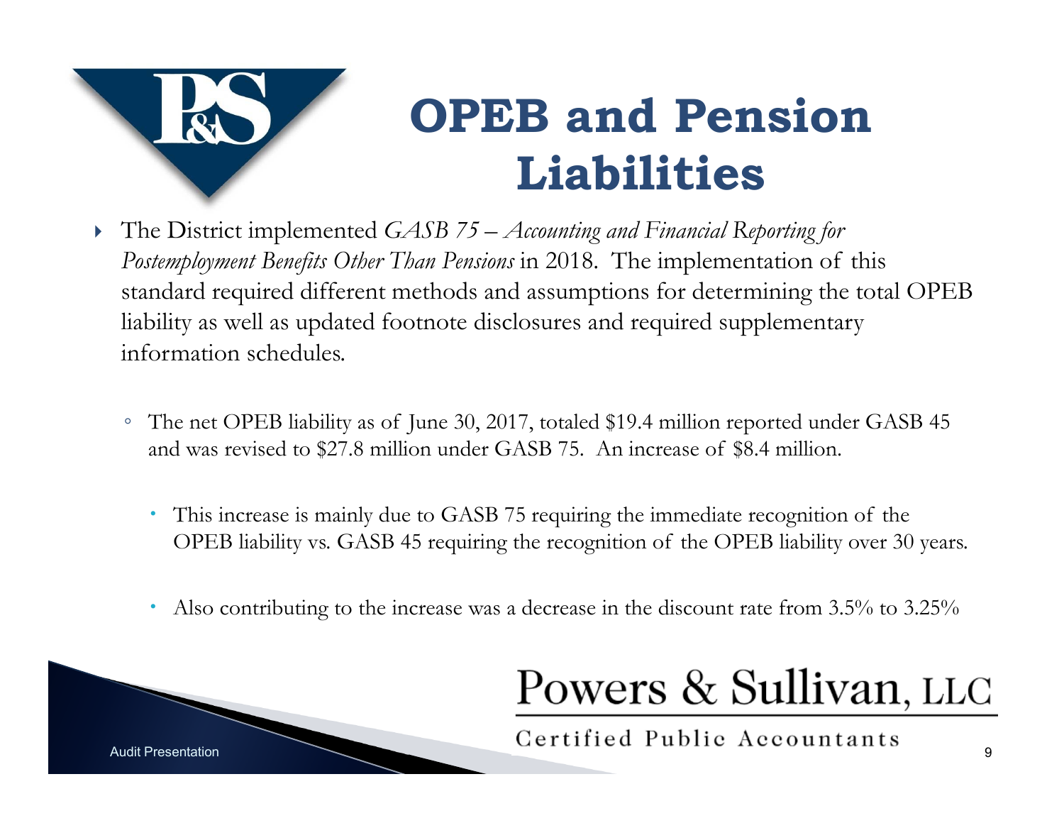# OPEB and Pension Liabilities

- The District implemented *GASB 75 – Accounting and Financial Reporting for Postemployment Benefits Other Than Pensions* in 2018. The implementation of this standard required different methods and assumptions for determining the total OPEB liability as well as updated footnote disclosures and required supplementary information schedules.
  - The net OPEB liability as of June 30, 2017, totaled $19.4 million reported under GASB 45 and was revised to $27.8 million under GASB 75. An increase of $8.4 million.
    - This increase is mainly due to GASB 75 requiring the immediate recognition of the OPEB liability vs. GASB 45 requiring the recognition of the OPEB liability over 30 years.
    - Also contributing to the increase was a decrease in the discount rate from 3.5% to 3.25%

Powers & Sullivan, LLC

Certified Public Accountants

Audit Presentation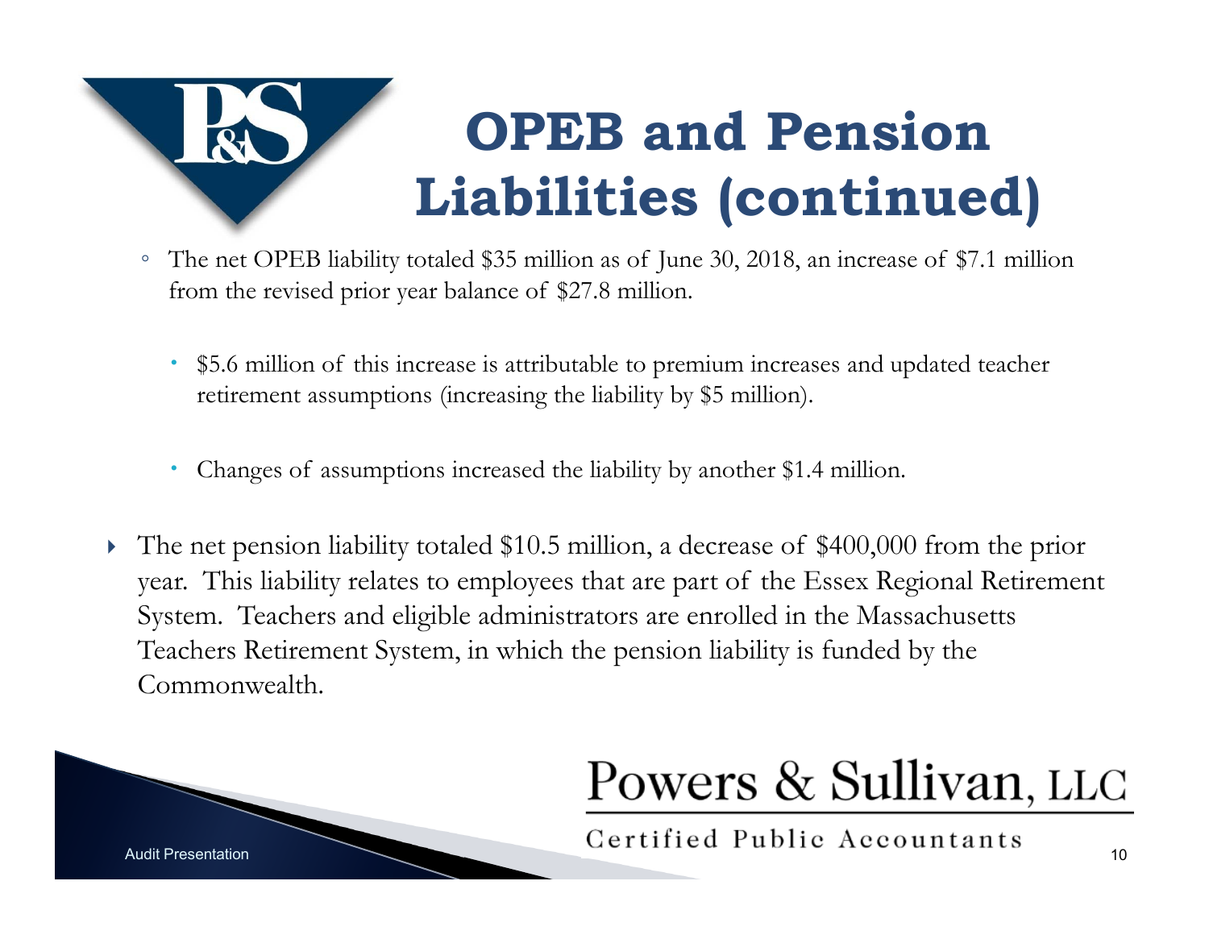# OPEB and Pension Liabilities (continued)

- The net OPEB liability totaled $35 million as of June 30, 2018, an increase of $7.1 million from the revised prior year balance of $27.8 million.
  - $5.6 million of this increase is attributable to premium increases and updated teacher retirement assumptions (increasing the liability by $5 million).
  - Changes of assumptions increased the liability by another $1.4 million.
- The net pension liability totaled $10.5 million, a decrease of $400,000 from the prior year. This liability relates to employees that are part of the Essex Regional Retirement System. Teachers and eligible administrators are enrolled in the Massachusetts Teachers Retirement System, in which the pension liability is funded by the Commonwealth.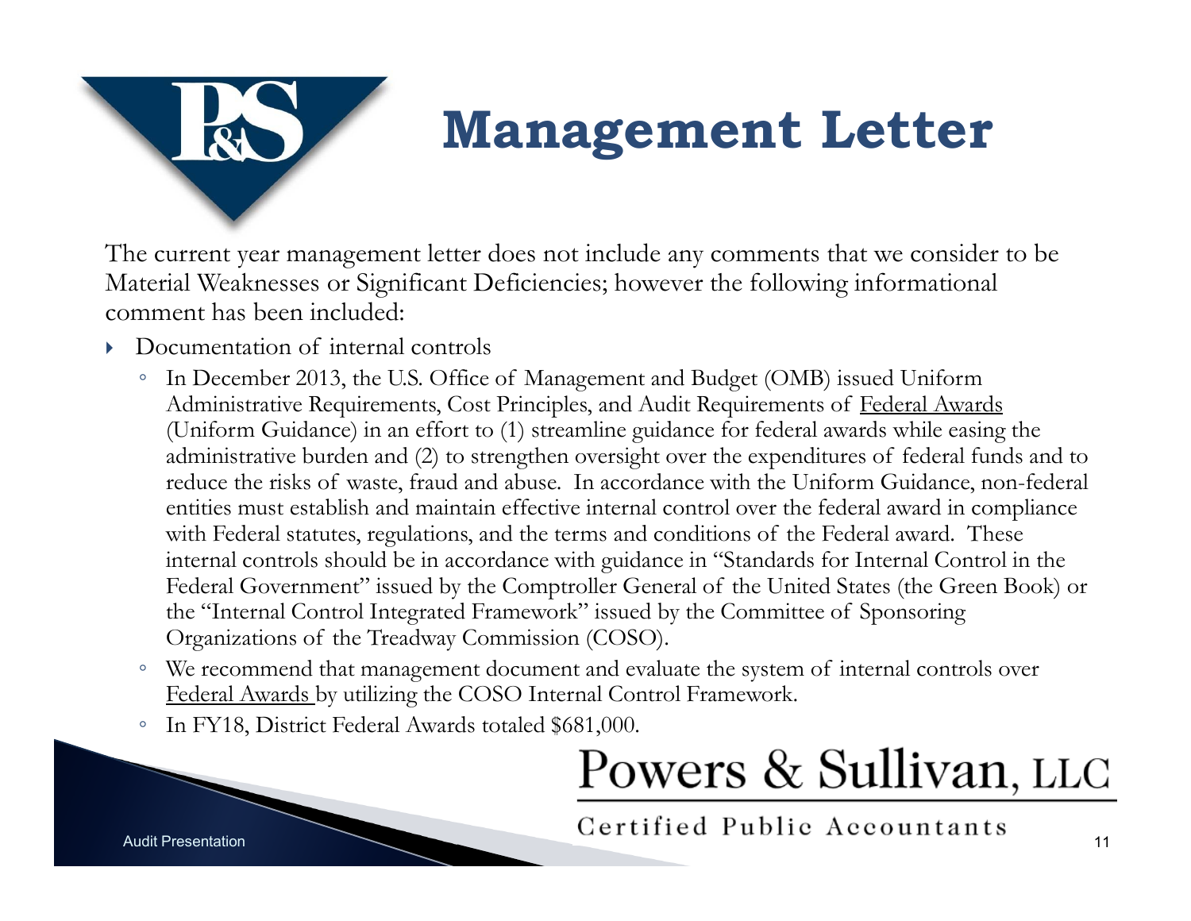# Management Letter

The current year management letter does not include any comments that we consider to be Material Weaknesses or Significant Deficiencies; however the following informational comment has been included:

- Documentation of internal controls
  - In December 2013, the U.S. Office of Management and Budget (OMB) issued Uniform Administrative Requirements, Cost Principles, and Audit Requirements of <u>Federal Awards</u> (Uniform Guidance) in an effort to (1) streamline guidance for federal awards while easing the administrative burden and (2) to strengthen oversight over the expenditures of federal funds and to reduce the risks of waste, fraud and abuse. In accordance with the Uniform Guidance, non-federal entities must establish and maintain effective internal control over the federal award in compliance with Federal statutes, regulations, and the terms and conditions of the Federal award. These internal controls should be in accordance with guidance in "Standards for Internal Control in the Federal Government" issued by the Comptroller General of the United States (the Green Book) or the "Internal Control Integrated Framework" issued by the Committee of Sponsoring Organizations of the Treadway Commission (COSO).
  - We recommend that management document and evaluate the system of internal controls over <u>Federal Awards</u> by utilizing the COSO Internal Control Framework.
  - In FY18, District Federal Awards totaled $681,000.

Powers & Sullivan, LLC

Certified Public Accountants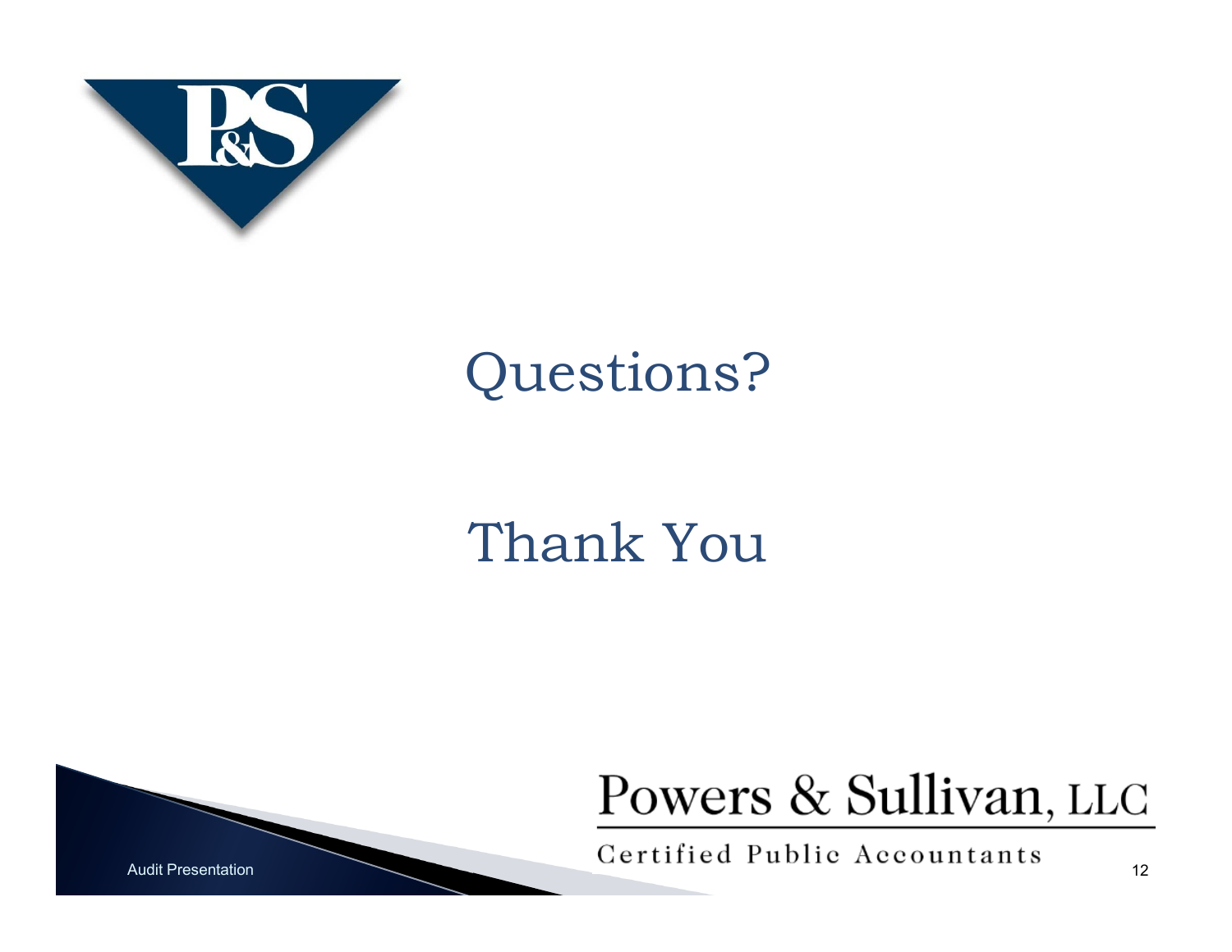# Questions?

# Thank You

Powers & Sullivan, LLC

Certified Public Accountants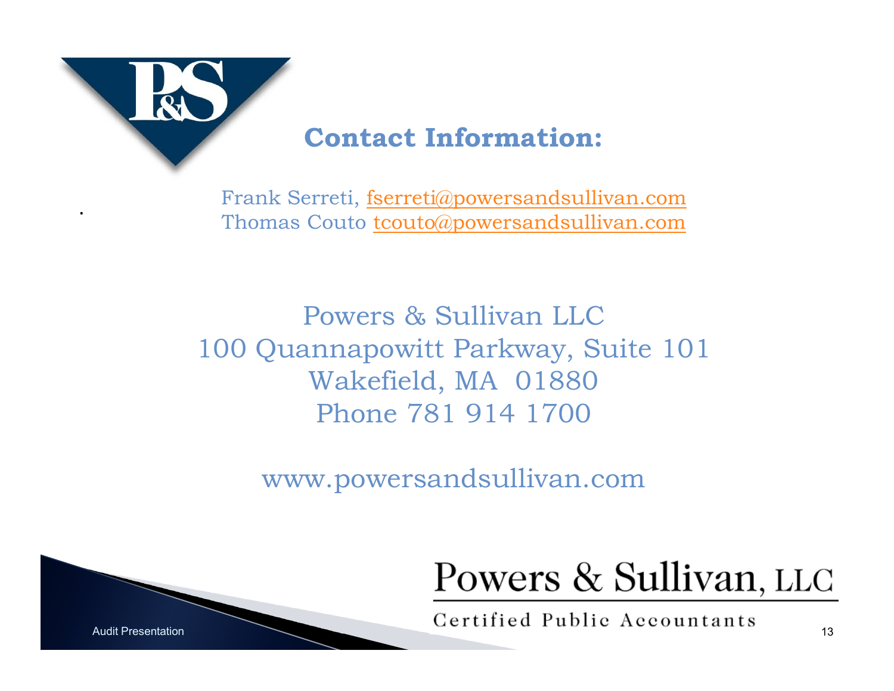## Contact Information:

Frank Serreti, fserreti@powersandsullivan.com
Thomas Couto tcouto@powersandsullivan.com

Powers & Sullivan LLC
100 Quannapowitt Parkway, Suite 101
Wakefield, MA 01880
Phone 781 914 1700

www.powersandsullivan.com

Powers & Sullivan, LLC

Certified Public Accountants